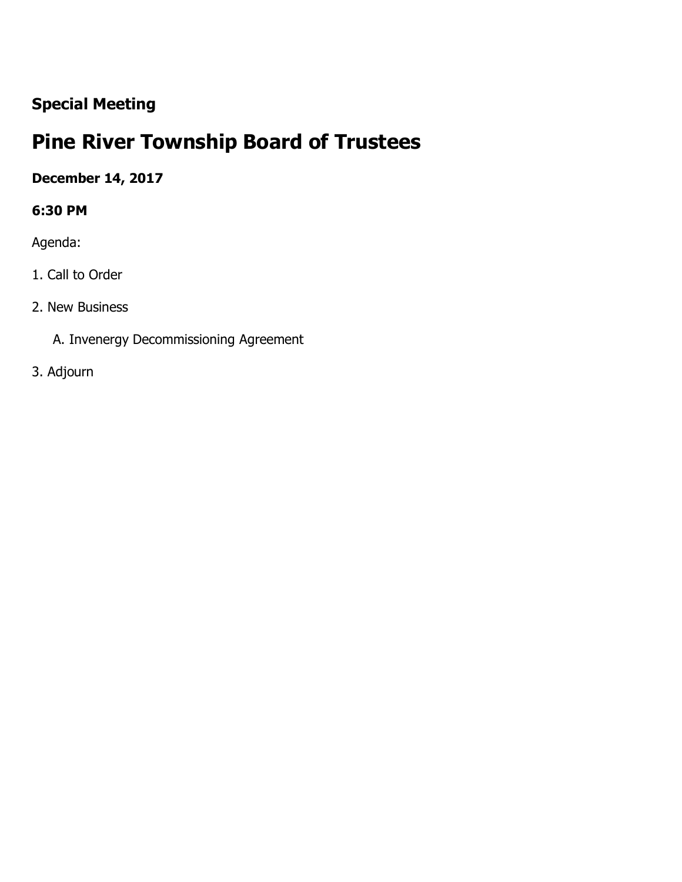**Special Meeting**

# Pine River Township Board of Trustees

**December 14, 2017**

**6:30 PM**

Agenda:

1. Call to Order
2. New Business
   - A. Invenergy Decommissioning Agreement
3. Adjourn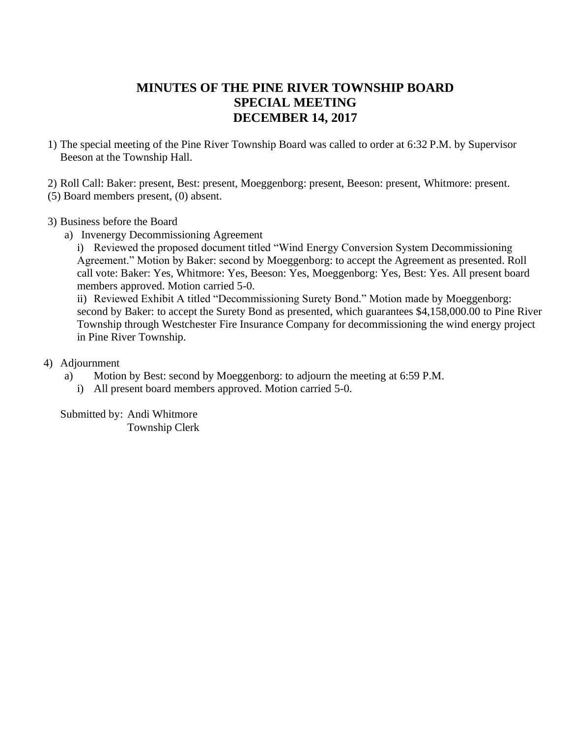# MINUTES OF THE PINE RIVER TOWNSHIP BOARD
# SPECIAL MEETING
# DECEMBER 14, 2017

1) The special meeting of the Pine River Township Board was called to order at 6:32 P.M. by Supervisor Beeson at the Township Hall.

2) Roll Call: Baker: present, Best: present, Moeggenborg: present, Beeson: present, Whitmore: present. (5) Board members present, (0) absent.

3) Business before the Board
   a) Invenergy Decommissioning Agreement
      i) Reviewed the proposed document titled "Wind Energy Conversion System Decommissioning Agreement." Motion by Baker: second by Moeggenborg: to accept the Agreement as presented. Roll call vote: Baker: Yes, Whitmore: Yes, Beeson: Yes, Moeggenborg: Yes, Best: Yes. All present board members approved. Motion carried 5-0.
      ii) Reviewed Exhibit A titled "Decommissioning Surety Bond." Motion made by Moeggenborg: second by Baker: to accept the Surety Bond as presented, which guarantees $4,158,000.00 to Pine River Township through Westchester Fire Insurance Company for decommissioning the wind energy project in Pine River Township.

4) Adjournment
   a) Motion by Best: second by Moeggenborg: to adjourn the meeting at 6:59 P.M.
      i) All present board members approved. Motion carried 5-0.

Submitted by: Andi Whitmore
Township Clerk